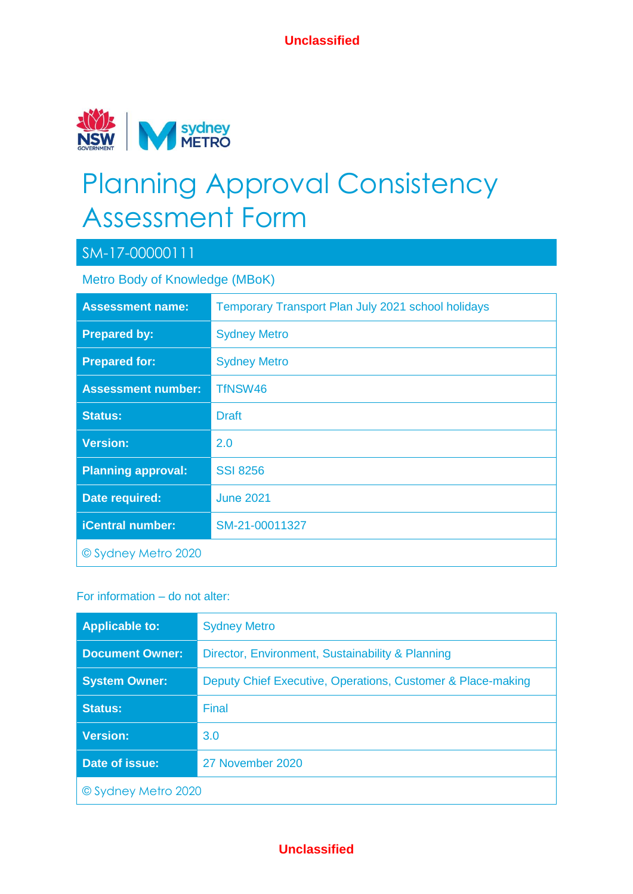Unclassified

# Planning Approval Consistency Assessment Form

## SM-17-00000111

Metro Body of Knowledge (MBoK)

| | |
|---|---|
| **Assessment name:** | Temporary Transport Plan July 2021 school holidays |
| **Prepared by:** | Sydney Metro |
| **Prepared for:** | Sydney Metro |
| **Assessment number:** | TfNSW46 |
| **Status:** | Draft |
| **Version:** | 2.0 |
| **Planning approval:** | SSI 8256 |
| **Date required:** | June 2021 |
| **iCentral number:** | SM-21-00011327 |
| © Sydney Metro 2020 | |

For information – do not alter:

| | |
|---|---|
| **Applicable to:** | Sydney Metro |
| **Document Owner:** | Director, Environment, Sustainability & Planning |
| **System Owner:** | Deputy Chief Executive, Operations, Customer & Place-making |
| **Status:** | Final |
| **Version:** | 3.0 |
| **Date of issue:** | 27 November 2020 |
| © Sydney Metro 2020 | |

Unclassified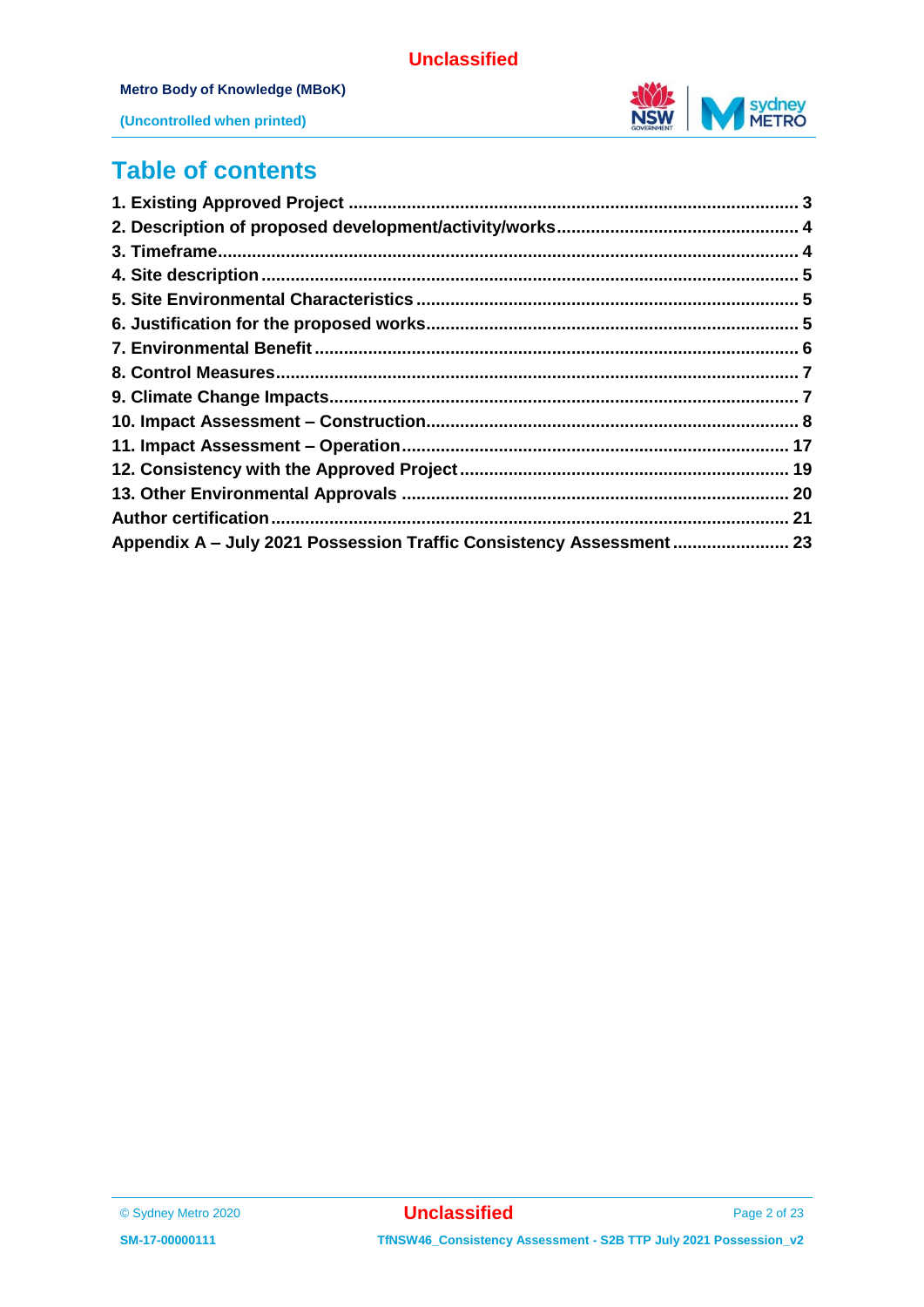# Table of contents

1. Existing Approved Project .......... 3
2. Description of proposed development/activity/works .......... 4
3. Timeframe .......... 4
4. Site description .......... 5
5. Site Environmental Characteristics .......... 5
6. Justification for the proposed works .......... 5
7. Environmental Benefit .......... 6
8. Control Measures .......... 7
9. Climate Change Impacts .......... 7
10. Impact Assessment – Construction .......... 8
11. Impact Assessment – Operation .......... 17
12. Consistency with the Approved Project .......... 19
13. Other Environmental Approvals .......... 20

Author certification .......... 21

Appendix A – July 2021 Possession Traffic Consistency Assessment .......... 23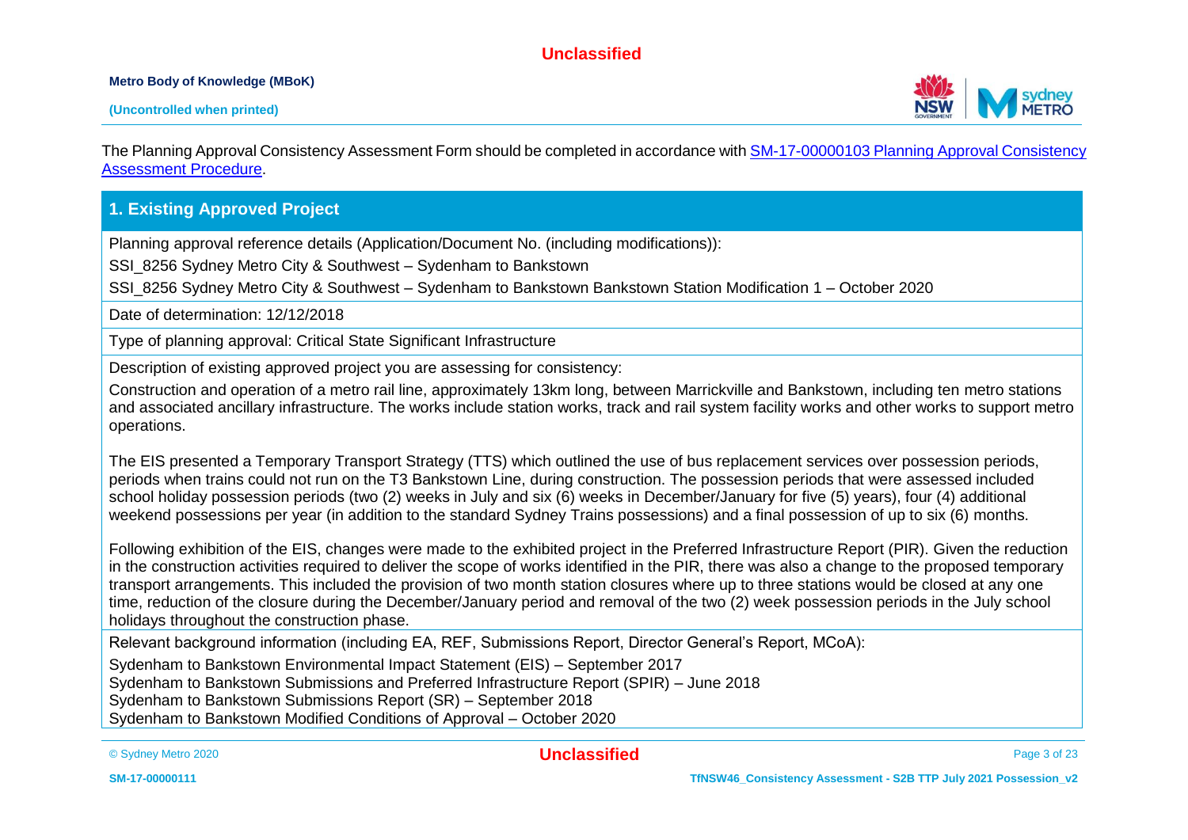The Planning Approval Consistency Assessment Form should be completed in accordance with [SM-17-00000103 Planning Approval Consistency Assessment Procedure](SM-17-00000103 Planning Approval Consistency Assessment Procedure).

## 1. Existing Approved Project

Planning approval reference details (Application/Document No. (including modifications)):

SSI_8256 Sydney Metro City & Southwest – Sydenham to Bankstown

SSI_8256 Sydney Metro City & Southwest – Sydenham to Bankstown Bankstown Station Modification 1 – October 2020

Date of determination: 12/12/2018

Type of planning approval: Critical State Significant Infrastructure

Description of existing approved project you are assessing for consistency:

Construction and operation of a metro rail line, approximately 13km long, between Marrickville and Bankstown, including ten metro stations and associated ancillary infrastructure. The works include station works, track and rail system facility works and other works to support metro operations.

The EIS presented a Temporary Transport Strategy (TTS) which outlined the use of bus replacement services over possession periods, periods when trains could not run on the T3 Bankstown Line, during construction. The possession periods that were assessed included school holiday possession periods (two (2) weeks in July and six (6) weeks in December/January for five (5) years), four (4) additional weekend possessions per year (in addition to the standard Sydney Trains possessions) and a final possession of up to six (6) months.

Following exhibition of the EIS, changes were made to the exhibited project in the Preferred Infrastructure Report (PIR). Given the reduction in the construction activities required to deliver the scope of works identified in the PIR, there was also a change to the proposed temporary transport arrangements. This included the provision of two month station closures where up to three stations would be closed at any one time, reduction of the closure during the December/January period and removal of the two (2) week possession periods in the July school holidays throughout the construction phase.

Relevant background information (including EA, REF, Submissions Report, Director General's Report, MCoA):

Sydenham to Bankstown Environmental Impact Statement (EIS) – September 2017
Sydenham to Bankstown Submissions and Preferred Infrastructure Report (SPIR) – June 2018
Sydenham to Bankstown Submissions Report (SR) – September 2018
Sydenham to Bankstown Modified Conditions of Approval – October 2020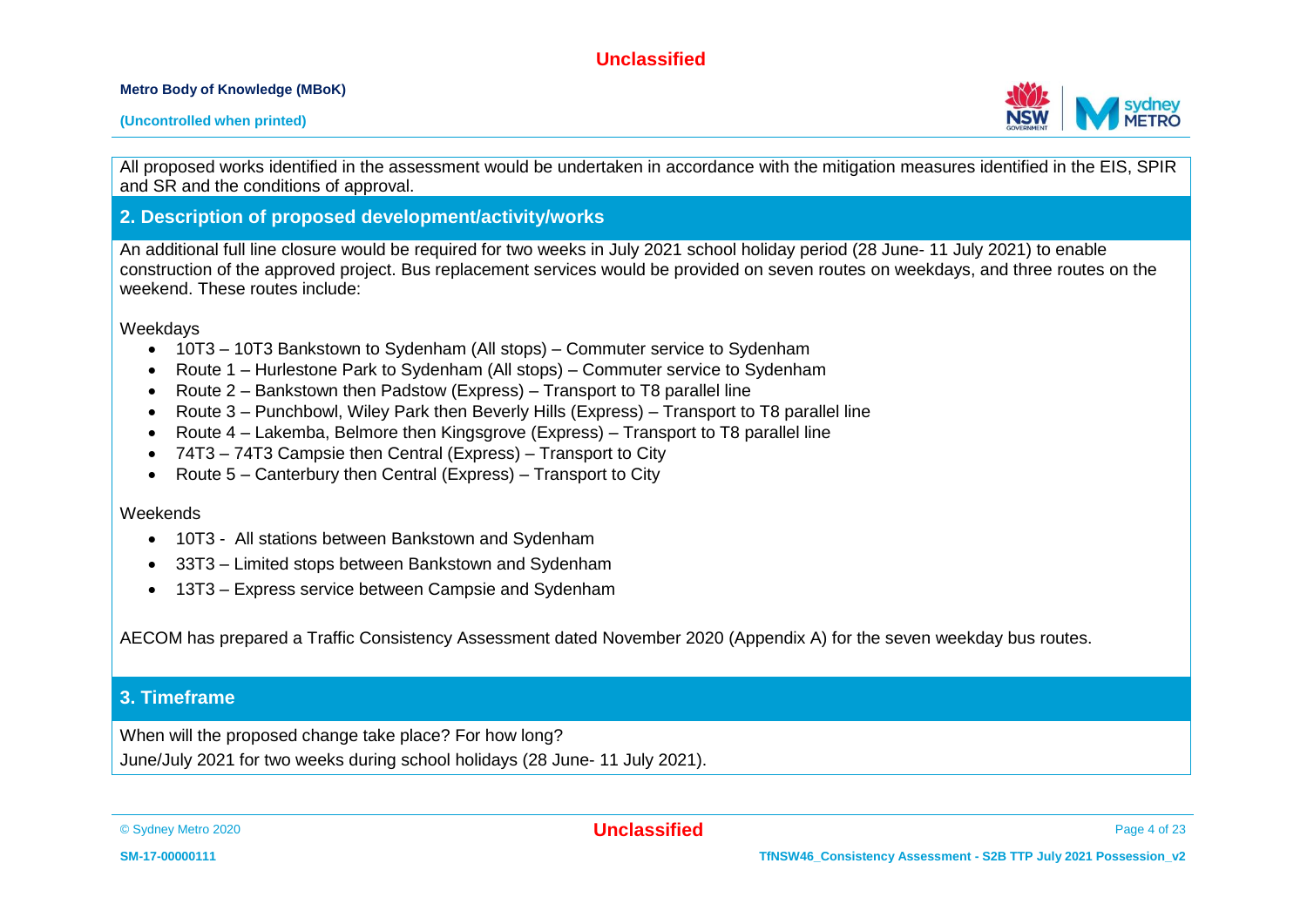All proposed works identified in the assessment would be undertaken in accordance with the mitigation measures identified in the EIS, SPIR and SR and the conditions of approval.

## 2. Description of proposed development/activity/works

An additional full line closure would be required for two weeks in July 2021 school holiday period (28 June- 11 July 2021) to enable construction of the approved project. Bus replacement services would be provided on seven routes on weekdays, and three routes on the weekend. These routes include:

Weekdays

- 10T3 – 10T3 Bankstown to Sydenham (All stops) – Commuter service to Sydenham
- Route 1 – Hurlestone Park to Sydenham (All stops) – Commuter service to Sydenham
- Route 2 – Bankstown then Padstow (Express) – Transport to T8 parallel line
- Route 3 – Punchbowl, Wiley Park then Beverly Hills (Express) – Transport to T8 parallel line
- Route 4 – Lakemba, Belmore then Kingsgrove (Express) – Transport to T8 parallel line
- 74T3 – 74T3 Campsie then Central (Express) – Transport to City
- Route 5 – Canterbury then Central (Express) – Transport to City

Weekends

- 10T3 - All stations between Bankstown and Sydenham
- 33T3 – Limited stops between Bankstown and Sydenham
- 13T3 – Express service between Campsie and Sydenham

AECOM has prepared a Traffic Consistency Assessment dated November 2020 (Appendix A) for the seven weekday bus routes.

## 3. Timeframe

When will the proposed change take place? For how long?

June/July 2021 for two weeks during school holidays (28 June- 11 July 2021).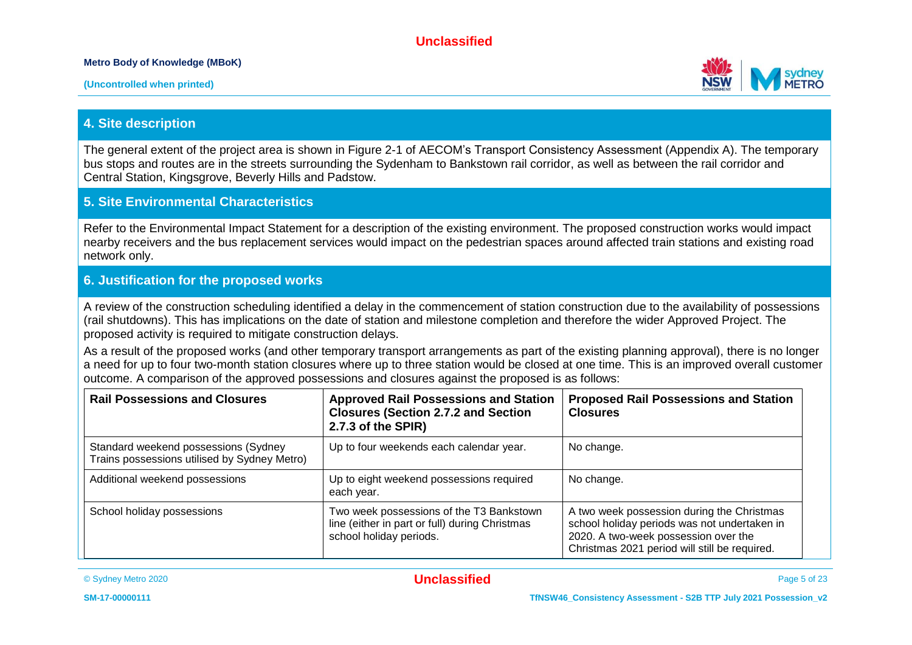## 4. Site description

The general extent of the project area is shown in Figure 2-1 of AECOM's Transport Consistency Assessment (Appendix A). The temporary bus stops and routes are in the streets surrounding the Sydenham to Bankstown rail corridor, as well as between the rail corridor and Central Station, Kingsgrove, Beverly Hills and Padstow.

## 5. Site Environmental Characteristics

Refer to the Environmental Impact Statement for a description of the existing environment. The proposed construction works would impact nearby receivers and the bus replacement services would impact on the pedestrian spaces around affected train stations and existing road network only.

## 6. Justification for the proposed works

A review of the construction scheduling identified a delay in the commencement of station construction due to the availability of possessions (rail shutdowns). This has implications on the date of station and milestone completion and therefore the wider Approved Project. The proposed activity is required to mitigate construction delays.

As a result of the proposed works (and other temporary transport arrangements as part of the existing planning approval), there is no longer a need for up to four two-month station closures where up to three station would be closed at one time. This is an improved overall customer outcome. A comparison of the approved possessions and closures against the proposed is as follows:

| Rail Possessions and Closures | Approved Rail Possessions and Station Closures (Section 2.7.2 and Section 2.7.3 of the SPIR) | Proposed Rail Possessions and Station Closures |
|---|---|---|
| Standard weekend possessions (Sydney Trains possessions utilised by Sydney Metro) | Up to four weekends each calendar year. | No change. |
| Additional weekend possessions | Up to eight weekend possessions required each year. | No change. |
| School holiday possessions | Two week possessions of the T3 Bankstown line (either in part or full) during Christmas school holiday periods. | A two week possession during the Christmas school holiday periods was not undertaken in 2020. A two-week possession over the Christmas 2021 period will still be required. |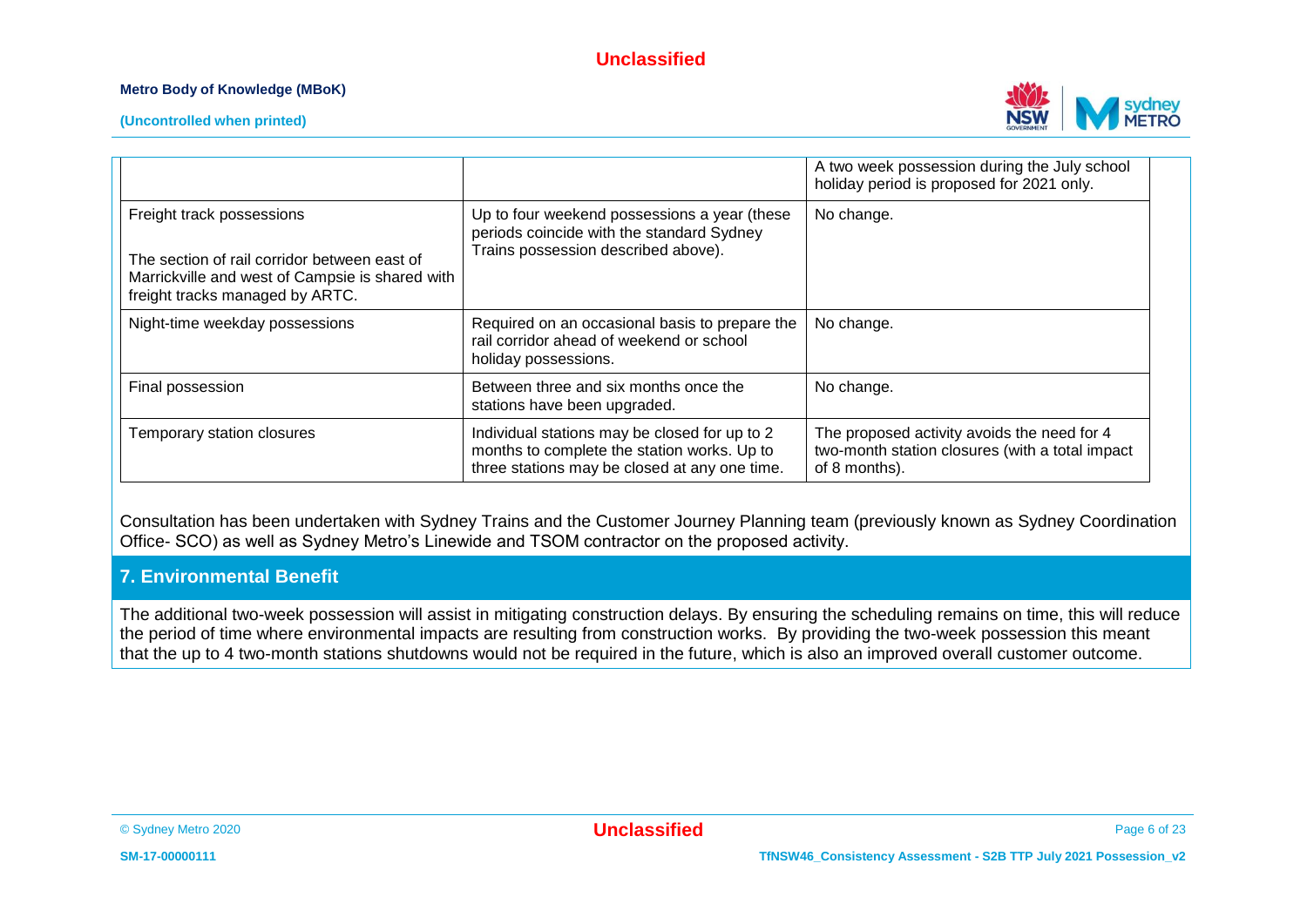| | | |
|---|---|---|
| | | A two week possession during the July school holiday period is proposed for 2021 only. |
| Freight track possessions<br><br>The section of rail corridor between east of Marrickville and west of Campsie is shared with freight tracks managed by ARTC. | Up to four weekend possessions a year (these periods coincide with the standard Sydney Trains possession described above). | No change. |
| Night-time weekday possessions | Required on an occasional basis to prepare the rail corridor ahead of weekend or school holiday possessions. | No change. |
| Final possession | Between three and six months once the stations have been upgraded. | No change. |
| Temporary station closures | Individual stations may be closed for up to 2 months to complete the station works. Up to three stations may be closed at any one time. | The proposed activity avoids the need for 4 two-month station closures (with a total impact of 8 months). |

Consultation has been undertaken with Sydney Trains and the Customer Journey Planning team (previously known as Sydney Coordination Office- SCO) as well as Sydney Metro's Linewide and TSOM contractor on the proposed activity.

## 7. Environmental Benefit

The additional two-week possession will assist in mitigating construction delays. By ensuring the scheduling remains on time, this will reduce the period of time where environmental impacts are resulting from construction works. By providing the two-week possession this meant that the up to 4 two-month stations shutdowns would not be required in the future, which is also an improved overall customer outcome.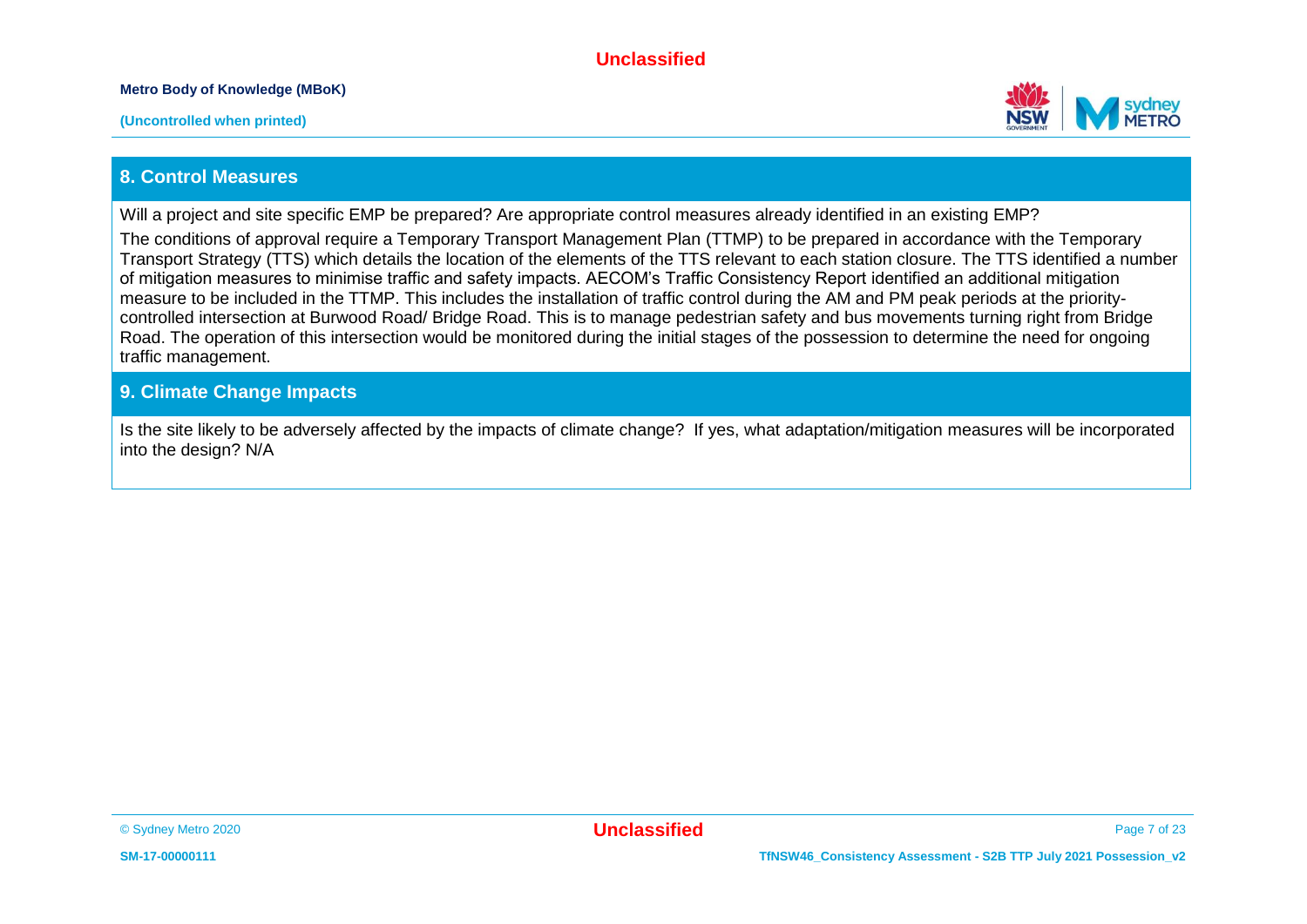## 8. Control Measures

Will a project and site specific EMP be prepared? Are appropriate control measures already identified in an existing EMP?

The conditions of approval require a Temporary Transport Management Plan (TTMP) to be prepared in accordance with the Temporary Transport Strategy (TTS) which details the location of the elements of the TTS relevant to each station closure. The TTS identified a number of mitigation measures to minimise traffic and safety impacts. AECOM's Traffic Consistency Report identified an additional mitigation measure to be included in the TTMP. This includes the installation of traffic control during the AM and PM peak periods at the priority-controlled intersection at Burwood Road/ Bridge Road. This is to manage pedestrian safety and bus movements turning right from Bridge Road. The operation of this intersection would be monitored during the initial stages of the possession to determine the need for ongoing traffic management.

## 9. Climate Change Impacts

Is the site likely to be adversely affected by the impacts of climate change? If yes, what adaptation/mitigation measures will be incorporated into the design? N/A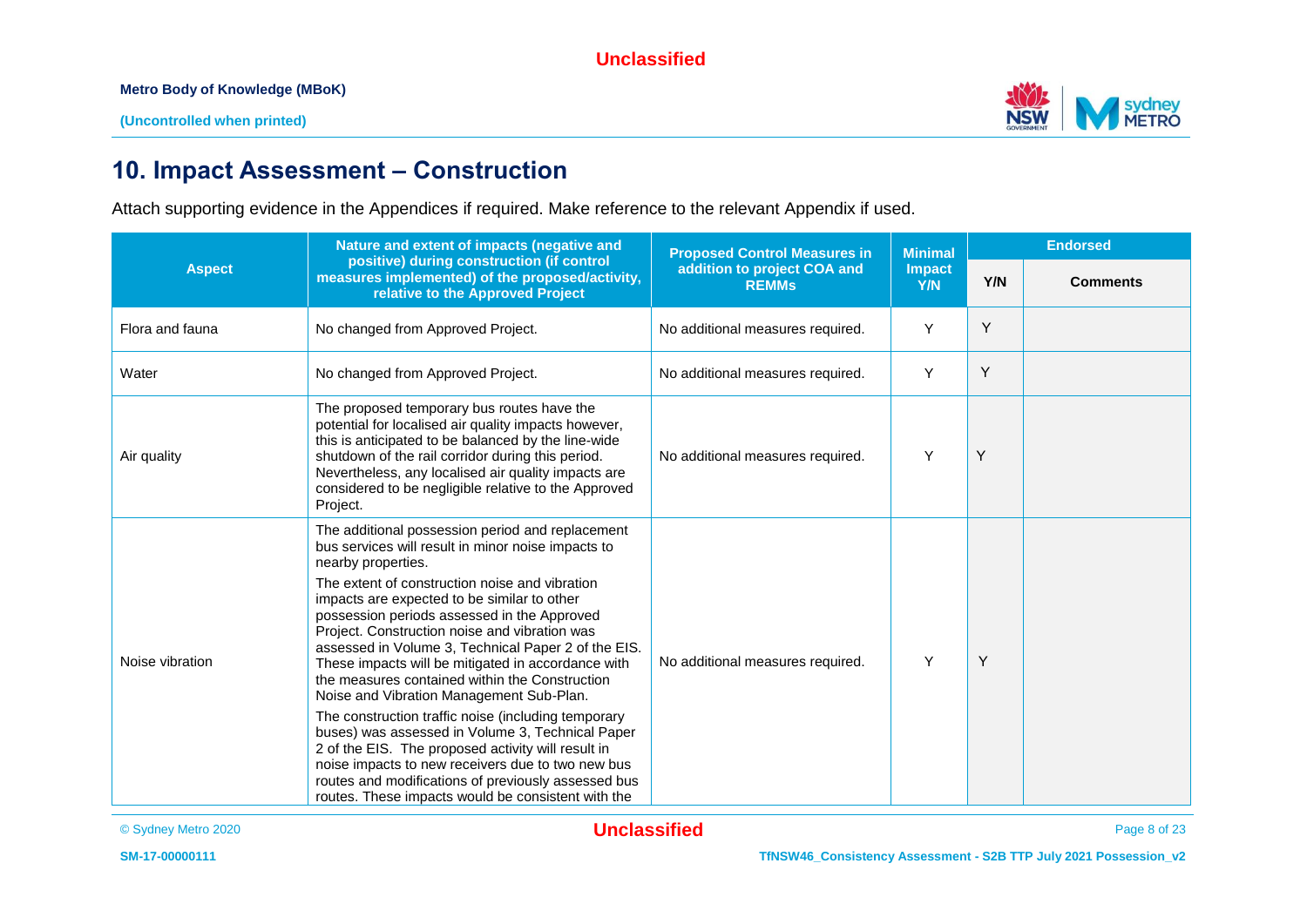# 10. Impact Assessment – Construction

Attach supporting evidence in the Appendices if required. Make reference to the relevant Appendix if used.

| Aspect | Nature and extent of impacts (negative and positive) during construction (if control measures implemented) of the proposed/activity, relative to the Approved Project | Proposed Control Measures in addition to project COA and REMMs | Minimal Impact Y/N | Endorsed | |
|---|---|---|---|---|---|
| | | | | Y/N | Comments |
| Flora and fauna | No changed from Approved Project. | No additional measures required. | Y | Y | |
| Water | No changed from Approved Project. | No additional measures required. | Y | Y | |
| Air quality | The proposed temporary bus routes have the potential for localised air quality impacts however, this is anticipated to be balanced by the line-wide shutdown of the rail corridor during this period. Nevertheless, any localised air quality impacts are considered to be negligible relative to the Approved Project. | No additional measures required. | Y | Y | |
| Noise vibration | The additional possession period and replacement bus services will result in minor noise impacts to nearby properties.<br><br>The extent of construction noise and vibration impacts are expected to be similar to other possession periods assessed in the Approved Project. Construction noise and vibration was assessed in Volume 3, Technical Paper 2 of the EIS. These impacts will be mitigated in accordance with the measures contained within the Construction Noise and Vibration Management Sub-Plan.<br><br>The construction traffic noise (including temporary buses) was assessed in Volume 3, Technical Paper 2 of the EIS. The proposed activity will result in noise impacts to new receivers due to two new bus routes and modifications of previously assessed bus routes. These impacts would be consistent with the | No additional measures required. | Y | Y | |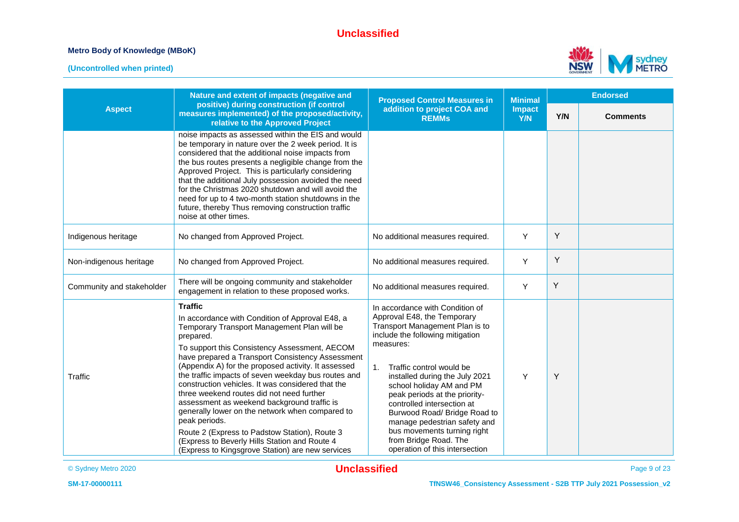| Aspect | Nature and extent of impacts (negative and positive) during construction (if control measures implemented) of the proposed/activity, relative to the Approved Project | Proposed Control Measures in addition to project COA and REMMs | Minimal Impact Y/N | Endorsed | |
|---|---|---|---|---|---|
| | | | | Y/N | Comments |
| | noise impacts as assessed within the EIS and would be temporary in nature over the 2 week period. It is considered that the additional noise impacts from the bus routes presents a negligible change from the Approved Project. This is particularly considering that the additional July possession avoided the need for the Christmas 2020 shutdown and will avoid the need for up to 4 two-month station shutdowns in the future, thereby Thus removing construction traffic noise at other times. | | | | |
| Indigenous heritage | No changed from Approved Project. | No additional measures required. | Y | Y | |
| Non-indigenous heritage | No changed from Approved Project. | No additional measures required. | Y | Y | |
| Community and stakeholder | There will be ongoing community and stakeholder engagement in relation to these proposed works. | No additional measures required. | Y | Y | |
| Traffic | **Traffic**<br>In accordance with Condition of Approval E48, a Temporary Transport Management Plan will be prepared.<br>To support this Consistency Assessment, AECOM have prepared a Transport Consistency Assessment (Appendix A) for the proposed activity. It assessed the traffic impacts of seven weekday bus routes and construction vehicles. It was considered that the three weekend routes did not need further assessment as weekend background traffic is generally lower on the network when compared to peak periods.<br>Route 2 (Express to Padstow Station), Route 3 (Express to Beverly Hills Station and Route 4 (Express to Kingsgrove Station) are new services | In accordance with Condition of Approval E48, the Temporary Transport Management Plan is to include the following mitigation measures:<br>1. Traffic control would be installed during the July 2021 school holiday AM and PM peak periods at the priority-controlled intersection at Burwood Road/ Bridge Road to manage pedestrian safety and bus movements turning right from Bridge Road. The operation of this intersection | Y | Y | |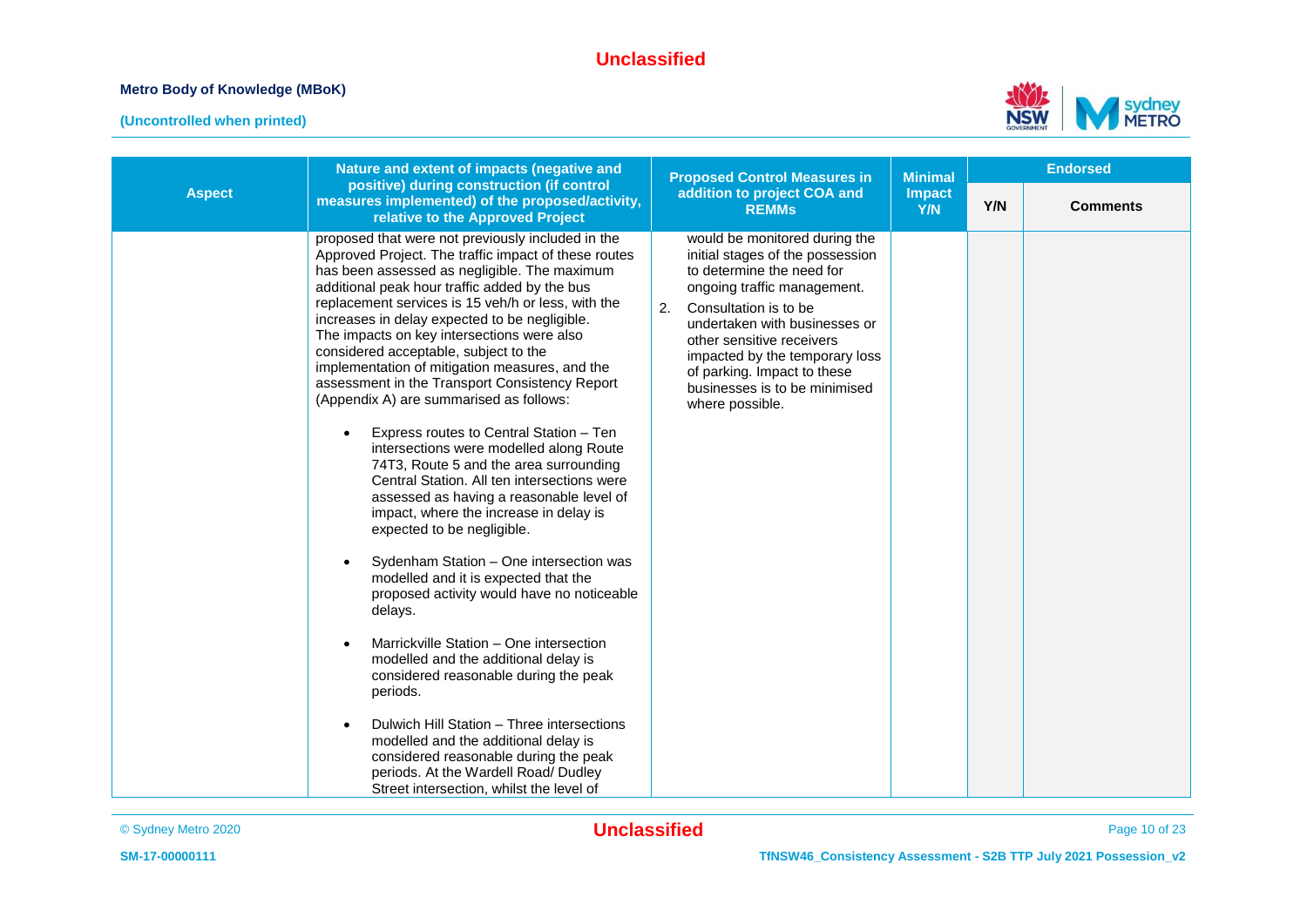| Aspect | Nature and extent of impacts (negative and positive) during construction (if control measures implemented) of the proposed/activity, relative to the Approved Project | Proposed Control Measures in addition to project COA and REMMs | Minimal Impact Y/N | Endorsed | |
|---|---|---|---|---|---|
| | | | | Y/N | Comments |
| | proposed that were not previously included in the Approved Project. The traffic impact of these routes has been assessed as negligible. The maximum additional peak hour traffic added by the bus replacement services is 15 veh/h or less, with the increases in delay expected to be negligible.<br>The impacts on key intersections were also considered acceptable, subject to the implementation of mitigation measures, and the assessment in the Transport Consistency Report (Appendix A) are summarised as follows:<br><br>• Express routes to Central Station – Ten intersections were modelled along Route 74T3, Route 5 and the area surrounding Central Station. All ten intersections were assessed as having a reasonable level of impact, where the increase in delay is expected to be negligible.<br><br>• Sydenham Station – One intersection was modelled and it is expected that the proposed activity would have no noticeable delays.<br><br>• Marrickville Station – One intersection modelled and the additional delay is considered reasonable during the peak periods.<br><br>• Dulwich Hill Station – Three intersections modelled and the additional delay is considered reasonable during the peak periods. At the Wardell Road/ Dudley Street intersection, whilst the level of | would be monitored during the initial stages of the possession to determine the need for ongoing traffic management.<br>2. Consultation is to be undertaken with businesses or other sensitive receivers impacted by the temporary loss of parking. Impact to these businesses is to be minimised where possible. | | | |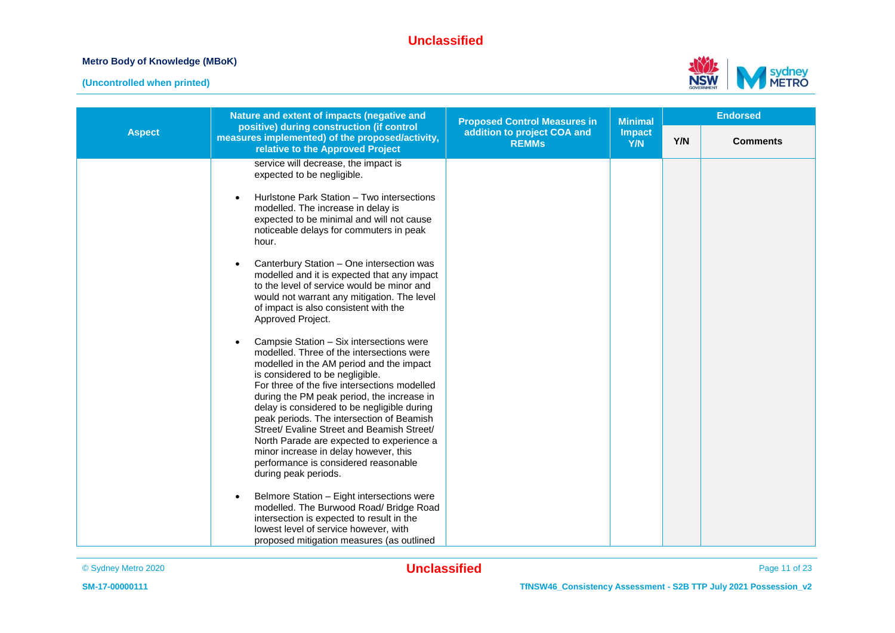| Aspect | Nature and extent of impacts (negative and positive) during construction (if control measures implemented) of the proposed/activity, relative to the Approved Project | Proposed Control Measures in addition to project COA and REMMs | Minimal Impact Y/N | Endorsed | |
|---|---|---|---|---|---|
| | | | | Y/N | Comments |
| | service will decrease, the impact is expected to be negligible.<br><br>• Hurlstone Park Station – Two intersections modelled. The increase in delay is expected to be minimal and will not cause noticeable delays for commuters in peak hour.<br><br>• Canterbury Station – One intersection was modelled and it is expected that any impact to the level of service would be minor and would not warrant any mitigation. The level of impact is also consistent with the Approved Project.<br><br>• Campsie Station – Six intersections were modelled. Three of the intersections were modelled in the AM period and the impact is considered to be negligible. For three of the five intersections modelled during the PM peak period, the increase in delay is considered to be negligible during peak periods. The intersection of Beamish Street/ Evaline Street and Beamish Street/ North Parade are expected to experience a minor increase in delay however, this performance is considered reasonable during peak periods.<br><br>• Belmore Station – Eight intersections were modelled. The Burwood Road/ Bridge Road intersection is expected to result in the lowest level of service however, with proposed mitigation measures (as outlined | | | | |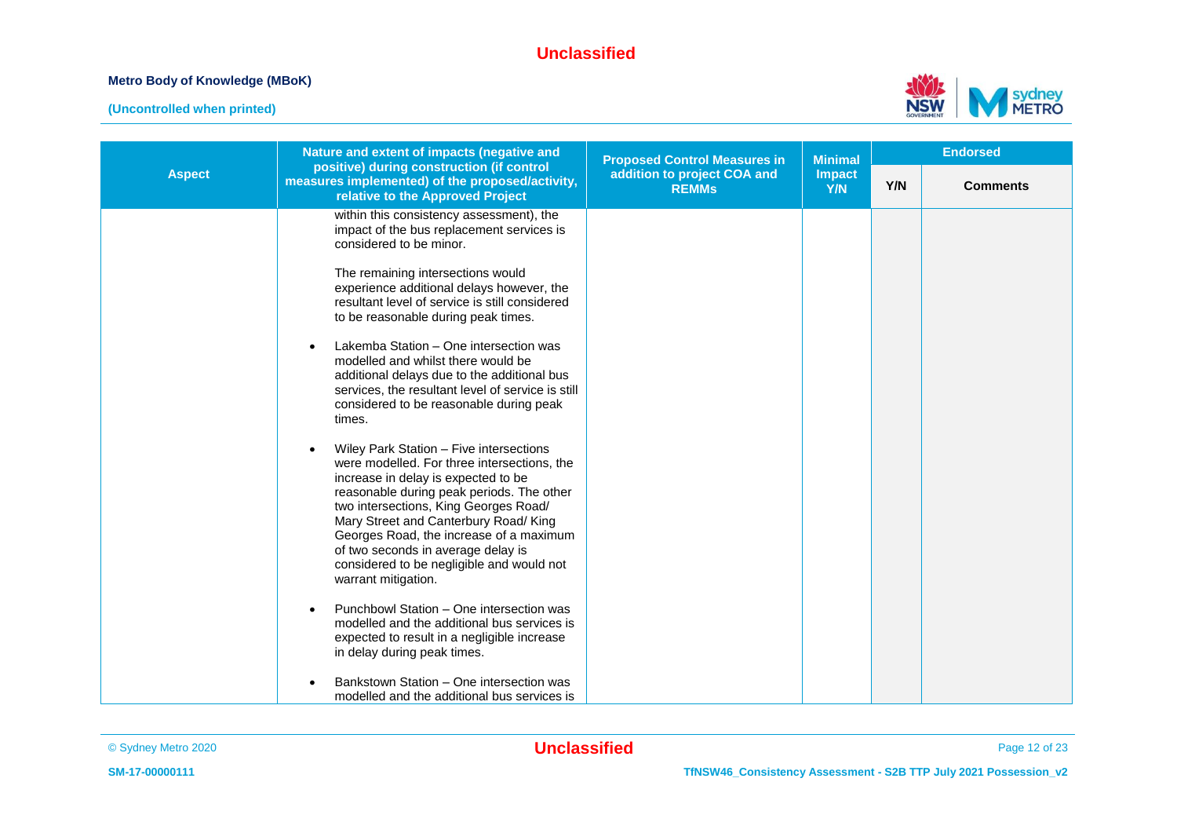| Aspect | Nature and extent of impacts (negative and positive) during construction (if control measures implemented) of the proposed/activity, relative to the Approved Project | Proposed Control Measures in addition to project COA and REMMs | Minimal Impact Y/N | Endorsed | |
|---|---|---|---|---|---|
| | | | | Y/N | Comments |
| | within this consistency assessment), the impact of the bus replacement services is considered to be minor.<br><br>The remaining intersections would experience additional delays however, the resultant level of service is still considered to be reasonable during peak times.<br><br>• Lakemba Station – One intersection was modelled and whilst there would be additional delays due to the additional bus services, the resultant level of service is still considered to be reasonable during peak times.<br><br>• Wiley Park Station – Five intersections were modelled. For three intersections, the increase in delay is expected to be reasonable during peak periods. The other two intersections, King Georges Road/ Mary Street and Canterbury Road/ King Georges Road, the increase of a maximum of two seconds in average delay is considered to be negligible and would not warrant mitigation.<br><br>• Punchbowl Station – One intersection was modelled and the additional bus services is expected to result in a negligible increase in delay during peak times.<br><br>• Bankstown Station – One intersection was modelled and the additional bus services is | | | | |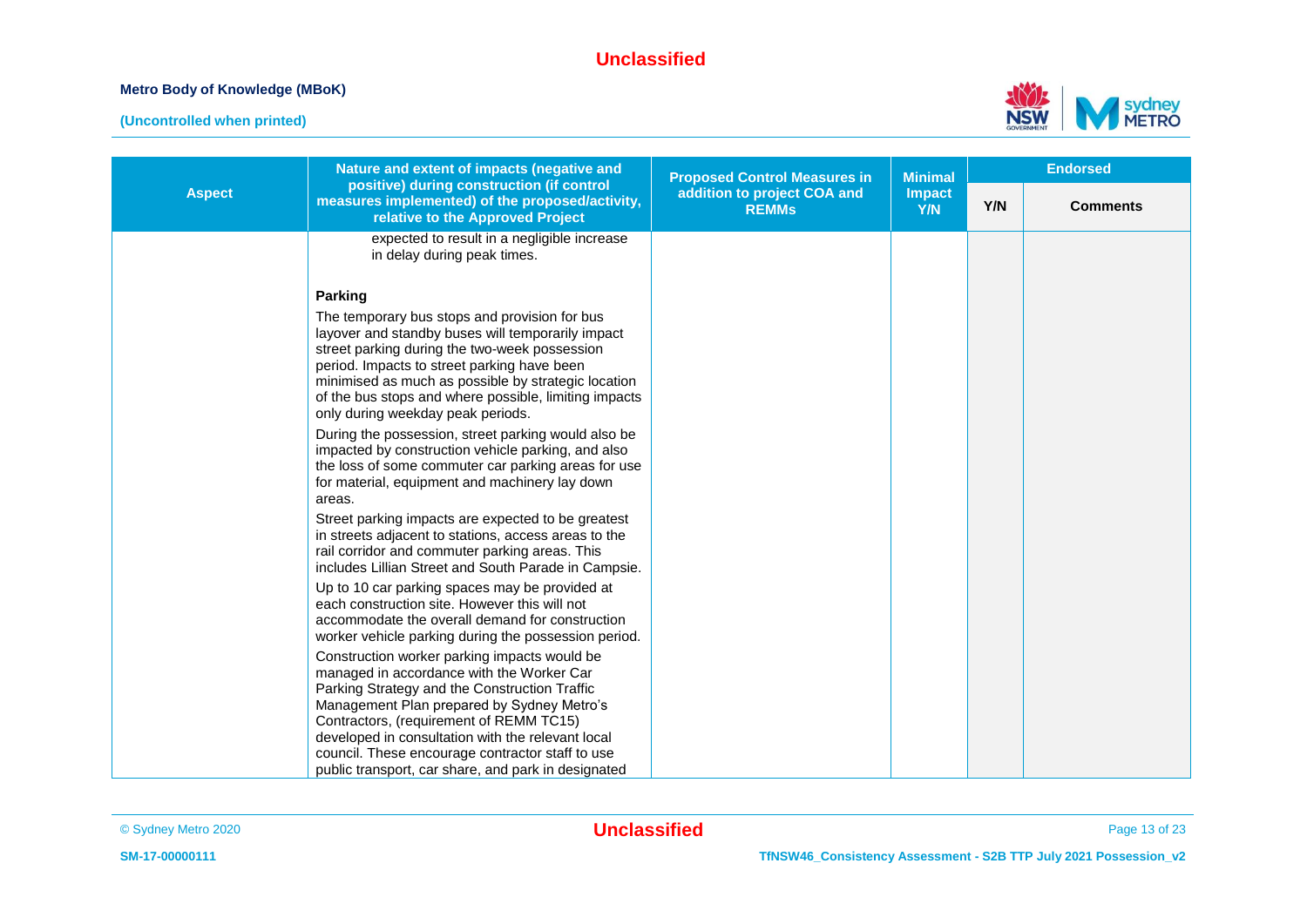| Aspect | Nature and extent of impacts (negative and positive) during construction (if control measures implemented) of the proposed/activity, relative to the Approved Project | Proposed Control Measures in addition to project COA and REMMs | Minimal Impact Y/N | Endorsed | |
|---|---|---|---|---|---|
| | | | | Y/N | Comments |
| | expected to result in a negligible increase in delay during peak times.<br><br>**Parking**<br>The temporary bus stops and provision for bus layover and standby buses will temporarily impact street parking during the two-week possession period. Impacts to street parking have been minimised as much as possible by strategic location of the bus stops and where possible, limiting impacts only during weekday peak periods.<br>During the possession, street parking would also be impacted by construction vehicle parking, and also the loss of some commuter car parking areas for use for material, equipment and machinery lay down areas.<br>Street parking impacts are expected to be greatest in streets adjacent to stations, access areas to the rail corridor and commuter parking areas. This includes Lillian Street and South Parade in Campsie.<br>Up to 10 car parking spaces may be provided at each construction site. However this will not accommodate the overall demand for construction worker vehicle parking during the possession period.<br>Construction worker parking impacts would be managed in accordance with the Worker Car Parking Strategy and the Construction Traffic Management Plan prepared by Sydney Metro's Contractors, (requirement of REMM TC15) developed in consultation with the relevant local council. These encourage contractor staff to use public transport, car share, and park in designated | | | | |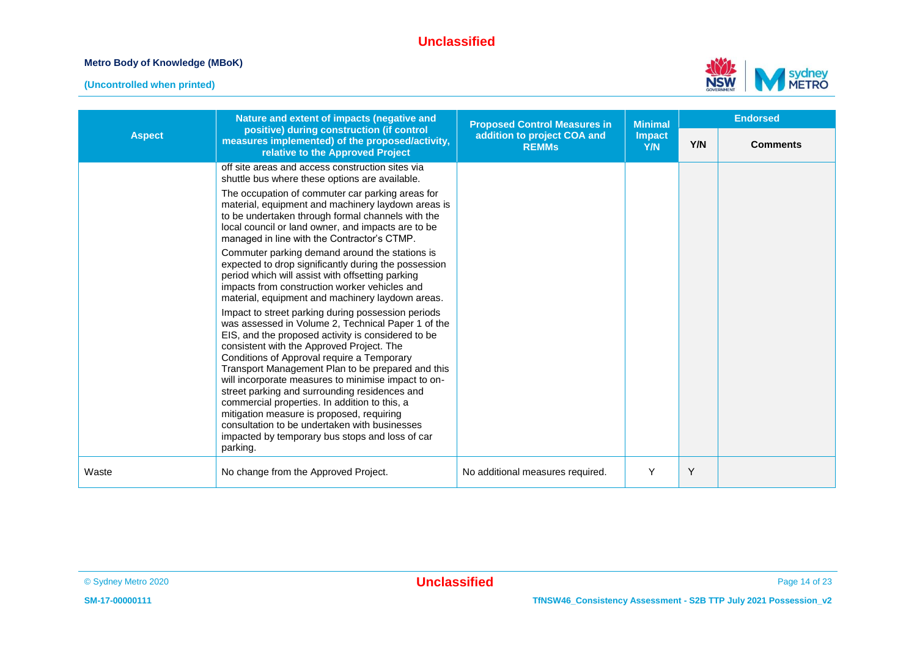| Aspect | Nature and extent of impacts (negative and positive) during construction (if control measures implemented) of the proposed/activity, relative to the Approved Project | Proposed Control Measures in addition to project COA and REMMs | Minimal Impact Y/N | Endorsed | |
|---|---|---|---|---|---|
| | | | | Y/N | Comments |
| | off site areas and access construction sites via shuttle bus where these options are available.<br><br>The occupation of commuter car parking areas for material, equipment and machinery laydown areas is to be undertaken through formal channels with the local council or land owner, and impacts are to be managed in line with the Contractor's CTMP.<br><br>Commuter parking demand around the stations is expected to drop significantly during the possession period which will assist with offsetting parking impacts from construction worker vehicles and material, equipment and machinery laydown areas.<br><br>Impact to street parking during possession periods was assessed in Volume 2, Technical Paper 1 of the EIS, and the proposed activity is considered to be consistent with the Approved Project. The Conditions of Approval require a Temporary Transport Management Plan to be prepared and this will incorporate measures to minimise impact to on-street parking and surrounding residences and commercial properties. In addition to this, a mitigation measure is proposed, requiring consultation to be undertaken with businesses impacted by temporary bus stops and loss of car parking. | | | | |
| Waste | No change from the Approved Project. | No additional measures required. | Y | Y | |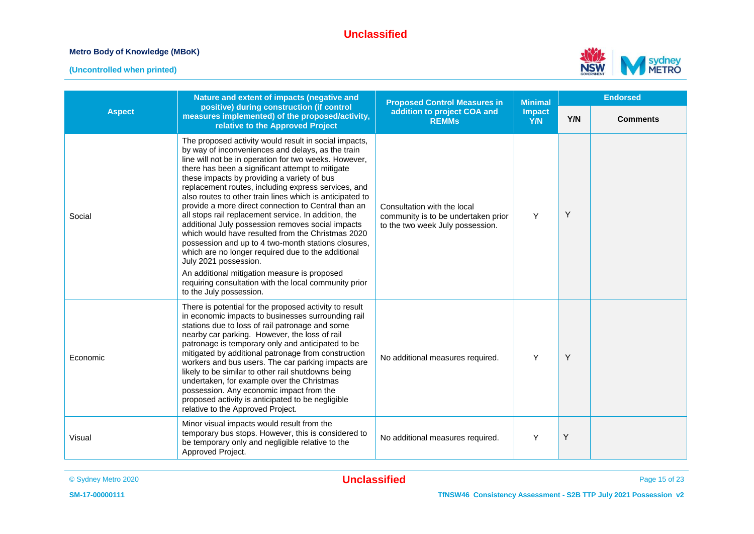| Aspect | Nature and extent of impacts (negative and positive) during construction (if control measures implemented) of the proposed/activity, relative to the Approved Project | Proposed Control Measures in addition to project COA and REMMs | Minimal Impact Y/N | Endorsed | |
|---|---|---|---|---|---|
| | | | | Y/N | Comments |
| Social | The proposed activity would result in social impacts, by way of inconveniences and delays, as the train line will not be in operation for two weeks. However, there has been a significant attempt to mitigate these impacts by providing a variety of bus replacement routes, including express services, and also routes to other train lines which is anticipated to provide a more direct connection to Central than an all stops rail replacement service. In addition, the additional July possession removes social impacts which would have resulted from the Christmas 2020 possession and up to 4 two-month stations closures, which are no longer required due to the additional July 2021 possession.<br><br>An additional mitigation measure is proposed requiring consultation with the local community prior to the July possession. | Consultation with the local community is to be undertaken prior to the two week July possession. | Y | Y | |
| Economic | There is potential for the proposed activity to result in economic impacts to businesses surrounding rail stations due to loss of rail patronage and some nearby car parking. However, the loss of rail patronage is temporary only and anticipated to be mitigated by additional patronage from construction workers and bus users. The car parking impacts are likely to be similar to other rail shutdowns being undertaken, for example over the Christmas possession. Any economic impact from the proposed activity is anticipated to be negligible relative to the Approved Project. | No additional measures required. | Y | Y | |
| Visual | Minor visual impacts would result from the temporary bus stops. However, this is considered to be temporary only and negligible relative to the Approved Project. | No additional measures required. | Y | Y | |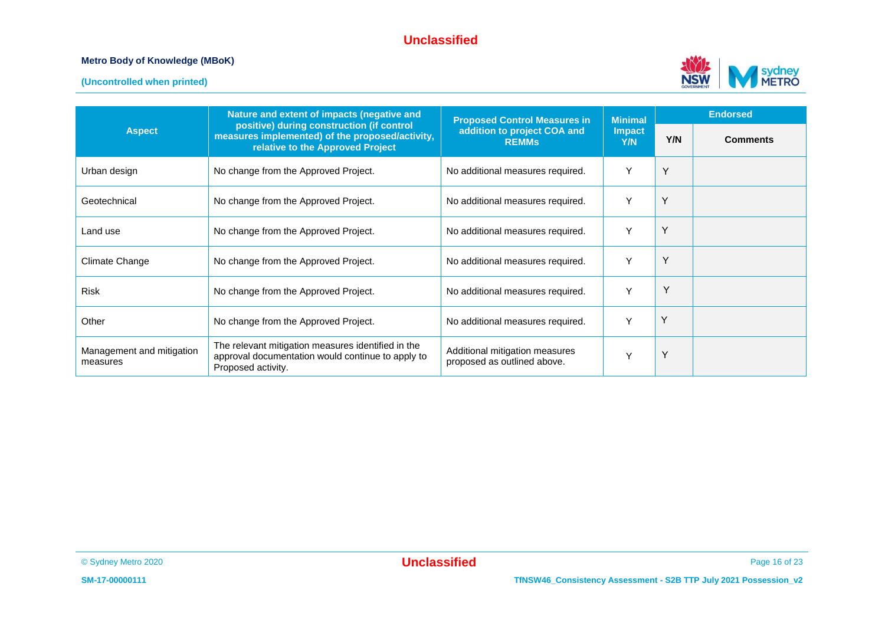| Aspect | Nature and extent of impacts (negative and positive) during construction (if control measures implemented) of the proposed/activity, relative to the Approved Project | Proposed Control Measures in addition to project COA and REMMs | Minimal Impact Y/N | Endorsed | |
|---|---|---|---|---|---|
| | | | | Y/N | Comments |
| Urban design | No change from the Approved Project. | No additional measures required. | Y | Y | |
| Geotechnical | No change from the Approved Project. | No additional measures required. | Y | Y | |
| Land use | No change from the Approved Project. | No additional measures required. | Y | Y | |
| Climate Change | No change from the Approved Project. | No additional measures required. | Y | Y | |
| Risk | No change from the Approved Project. | No additional measures required. | Y | Y | |
| Other | No change from the Approved Project. | No additional measures required. | Y | Y | |
| Management and mitigation measures | The relevant mitigation measures identified in the approval documentation would continue to apply to Proposed activity. | Additional mitigation measures proposed as outlined above. | Y | Y | |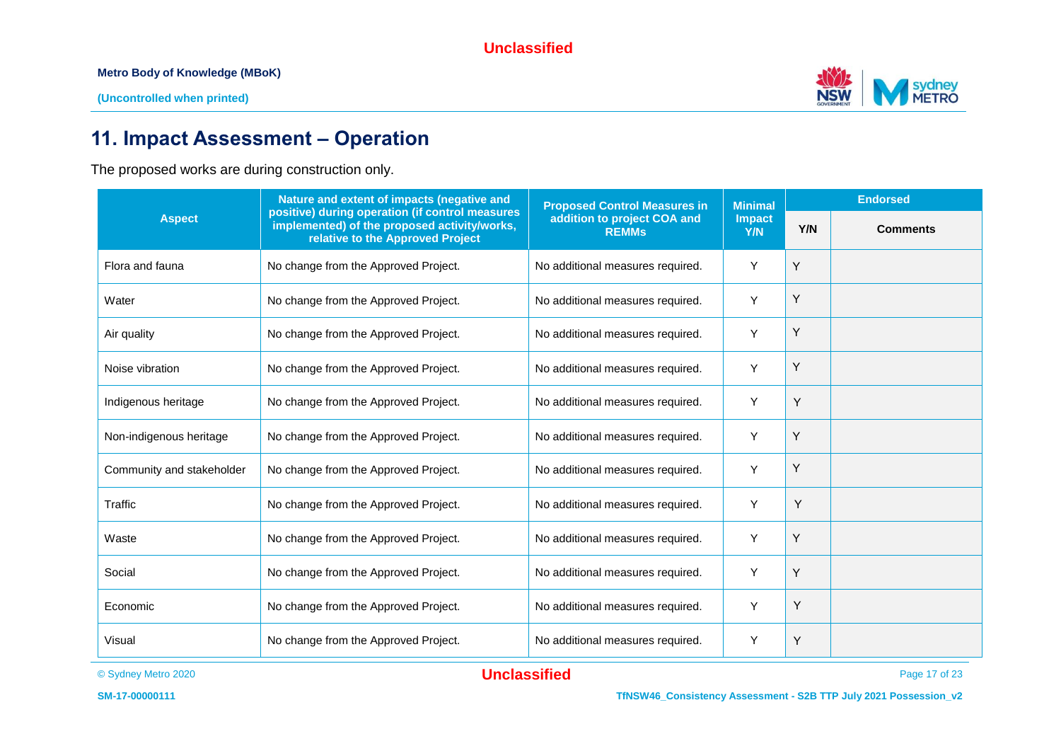## 11. Impact Assessment – Operation

The proposed works are during construction only.

| Aspect | Nature and extent of impacts (negative and positive) during operation (if control measures implemented) of the proposed activity/works, relative to the Approved Project | Proposed Control Measures in addition to project COA and REMMs | Minimal Impact Y/N | Endorsed | |
|---|---|---|---|---|---|
| | | | | Y/N | Comments |
| Flora and fauna | No change from the Approved Project. | No additional measures required. | Y | Y | |
| Water | No change from the Approved Project. | No additional measures required. | Y | Y | |
| Air quality | No change from the Approved Project. | No additional measures required. | Y | Y | |
| Noise vibration | No change from the Approved Project. | No additional measures required. | Y | Y | |
| Indigenous heritage | No change from the Approved Project. | No additional measures required. | Y | Y | |
| Non-indigenous heritage | No change from the Approved Project. | No additional measures required. | Y | Y | |
| Community and stakeholder | No change from the Approved Project. | No additional measures required. | Y | Y | |
| Traffic | No change from the Approved Project. | No additional measures required. | Y | Y | |
| Waste | No change from the Approved Project. | No additional measures required. | Y | Y | |
| Social | No change from the Approved Project. | No additional measures required. | Y | Y | |
| Economic | No change from the Approved Project. | No additional measures required. | Y | Y | |
| Visual | No change from the Approved Project. | No additional measures required. | Y | Y | |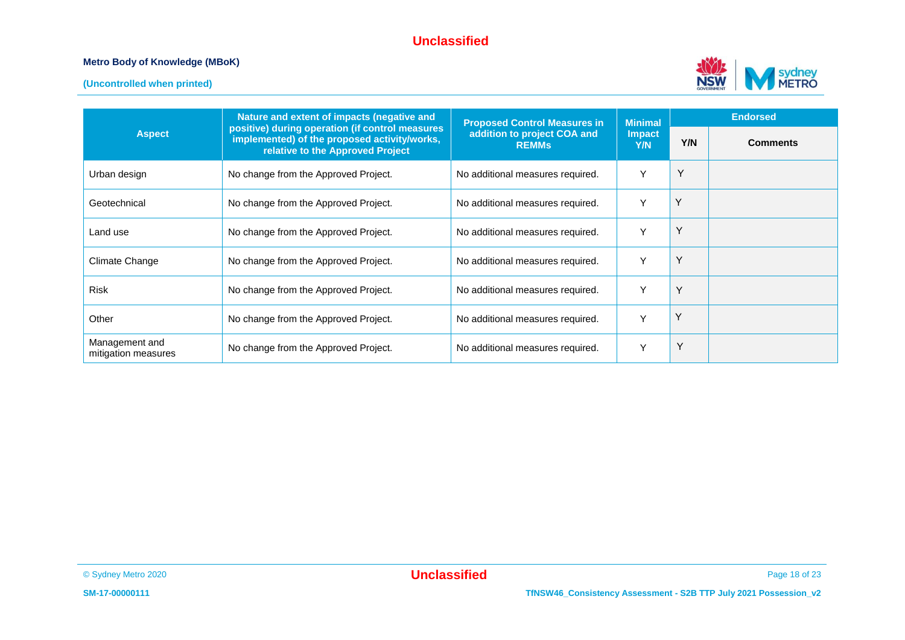| Aspect | Nature and extent of impacts (negative and positive) during operation (if control measures implemented) of the proposed activity/works, relative to the Approved Project | Proposed Control Measures in addition to project COA and REMMs | Minimal Impact Y/N | Endorsed | |
|---|---|---|---|---|---|
| | | | | Y/N | Comments |
| Urban design | No change from the Approved Project. | No additional measures required. | Y | Y | |
| Geotechnical | No change from the Approved Project. | No additional measures required. | Y | Y | |
| Land use | No change from the Approved Project. | No additional measures required. | Y | Y | |
| Climate Change | No change from the Approved Project. | No additional measures required. | Y | Y | |
| Risk | No change from the Approved Project. | No additional measures required. | Y | Y | |
| Other | No change from the Approved Project. | No additional measures required. | Y | Y | |
| Management and mitigation measures | No change from the Approved Project. | No additional measures required. | Y | Y | |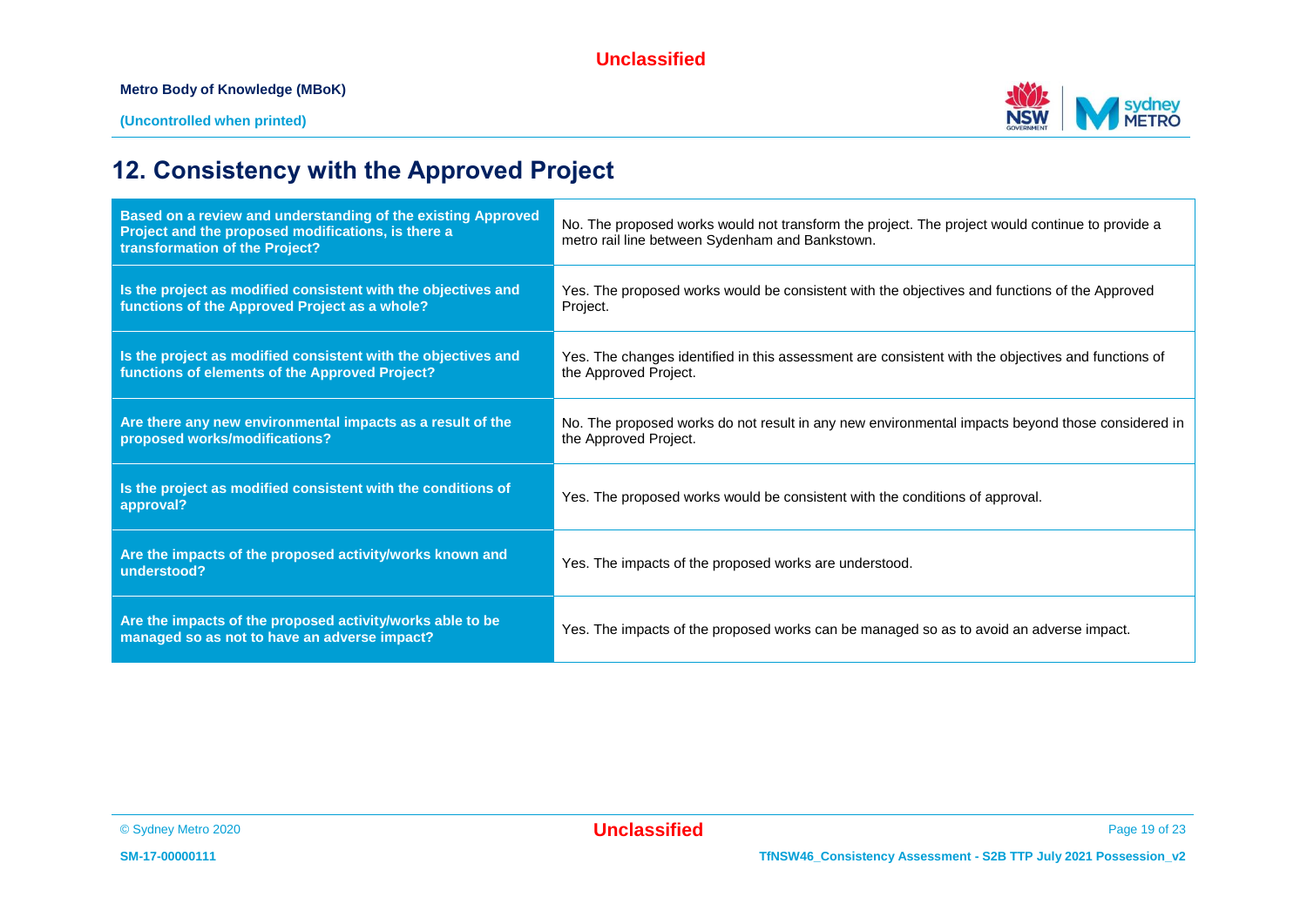# 12. Consistency with the Approved Project

| | |
|---|---|
| **Based on a review and understanding of the existing Approved Project and the proposed modifications, is there a transformation of the Project?** | No. The proposed works would not transform the project. The project would continue to provide a metro rail line between Sydenham and Bankstown. |
| **Is the project as modified consistent with the objectives and functions of the Approved Project as a whole?** | Yes. The proposed works would be consistent with the objectives and functions of the Approved Project. |
| **Is the project as modified consistent with the objectives and functions of elements of the Approved Project?** | Yes. The changes identified in this assessment are consistent with the objectives and functions of the Approved Project. |
| **Are there any new environmental impacts as a result of the proposed works/modifications?** | No. The proposed works do not result in any new environmental impacts beyond those considered in the Approved Project. |
| **Is the project as modified consistent with the conditions of approval?** | Yes. The proposed works would be consistent with the conditions of approval. |
| **Are the impacts of the proposed activity/works known and understood?** | Yes. The impacts of the proposed works are understood. |
| **Are the impacts of the proposed activity/works able to be managed so as not to have an adverse impact?** | Yes. The impacts of the proposed works can be managed so as to avoid an adverse impact. |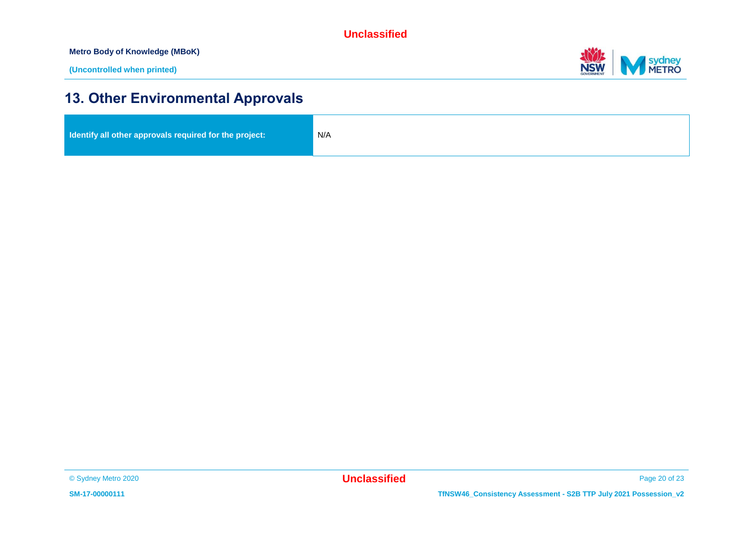# 13. Other Environmental Approvals

| Identify all other approvals required for the project: | N/A |
| --- | --- |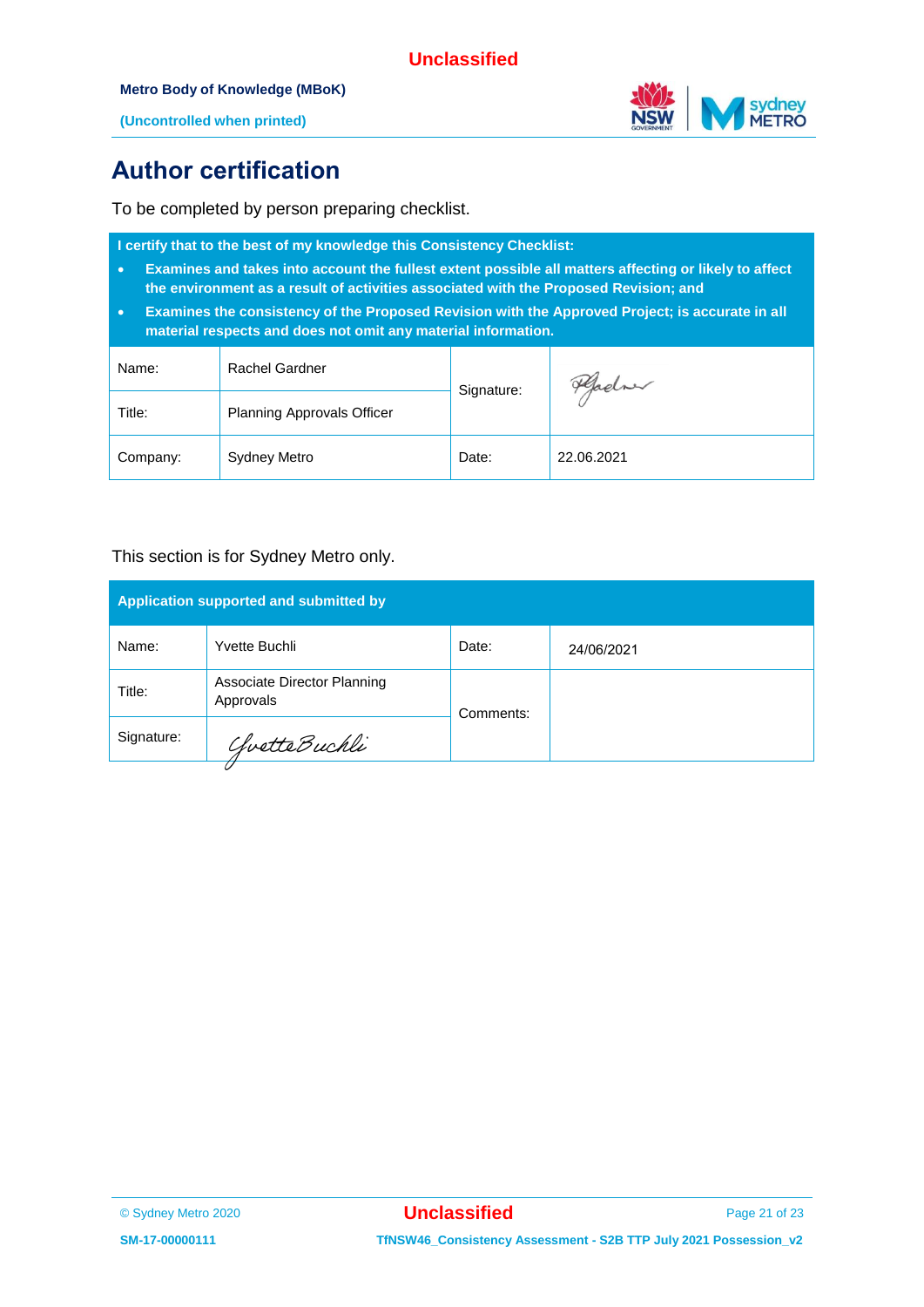# Author certification

To be completed by person preparing checklist.

| I certify that to the best of my knowledge this Consistency Checklist:<br>• Examines and takes into account the fullest extent possible all matters affecting or likely to affect the environment as a result of activities associated with the Proposed Revision; and<br>• Examines the consistency of the Proposed Revision with the Approved Project; is accurate in all material respects and does not omit any material information. | | | |
|---|---|---|---|
| Name: | Rachel Gardner | Signature: | [signature] |
| Title: | Planning Approvals Officer | | |
| Company: | Sydney Metro | Date: | 22.06.2021 |

This section is for Sydney Metro only.

| Application supported and submitted by | | | |
|---|---|---|---|
| Name: | Yvette Buchli | Date: | 24/06/2021 |
| Title: | Associate Director Planning Approvals | Comments: | |
| Signature: | [signature] | | |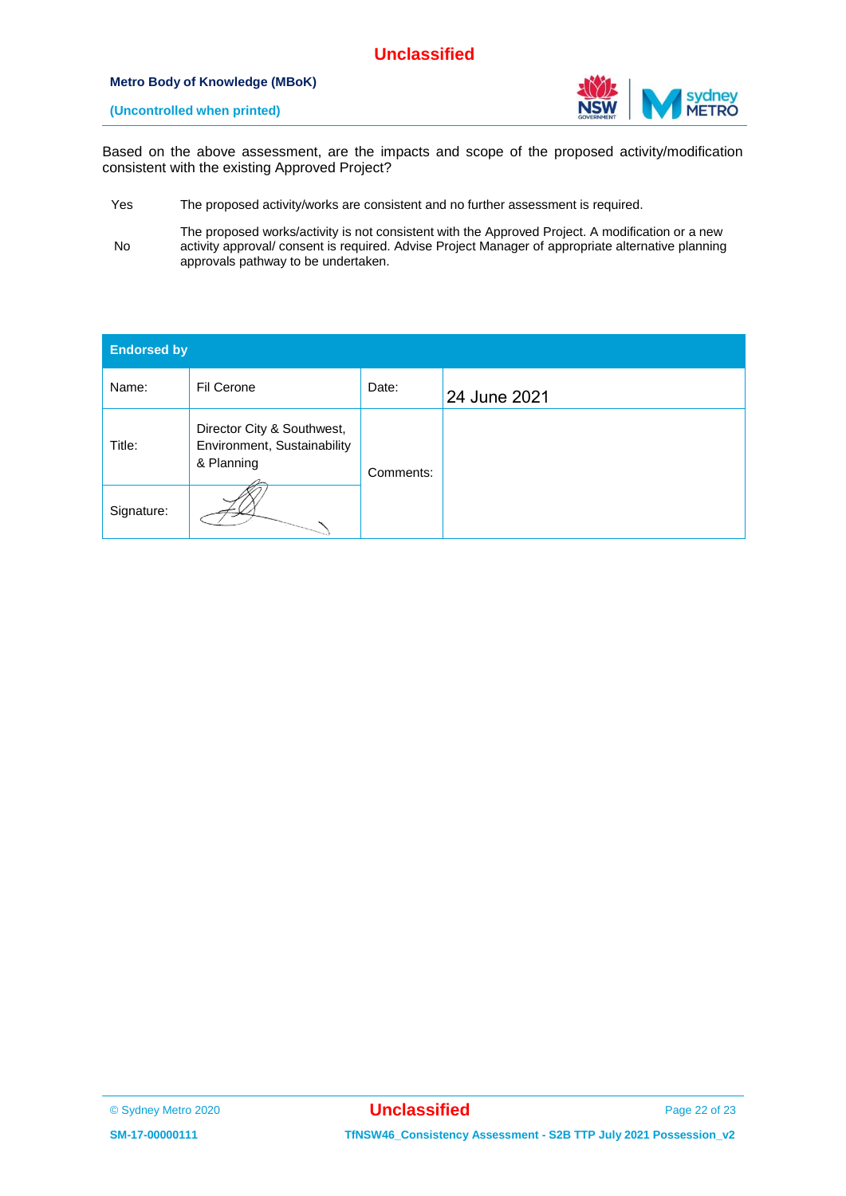Based on the above assessment, are the impacts and scope of the proposed activity/modification consistent with the existing Approved Project?

| | |
|---|---|
| Yes | The proposed activity/works are consistent and no further assessment is required. |
| No | The proposed works/activity is not consistent with the Approved Project. A modification or a new activity approval/ consent is required. Advise Project Manager of appropriate alternative planning approvals pathway to be undertaken. |

| Endorsed by | | | |
|---|---|---|---|
| Name: | Fil Cerone | Date: | 24 June 2021 |
| Title: | Director City & Southwest, Environment, Sustainability & Planning | Comments: | |
| Signature: | | | |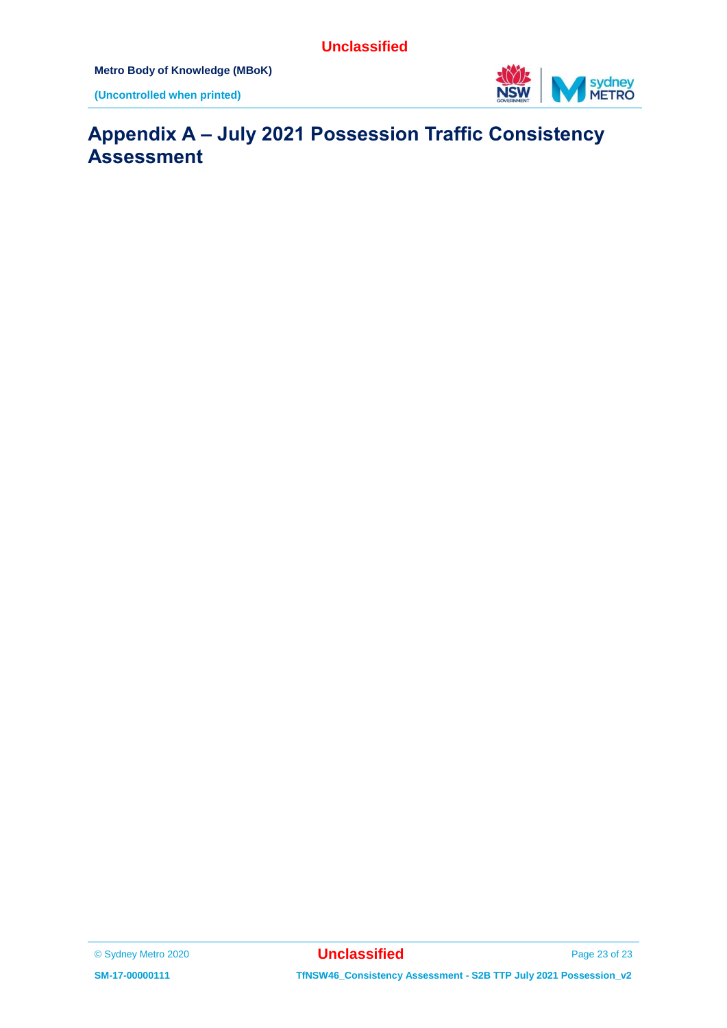# Appendix A – July 2021 Possession Traffic Consistency Assessment